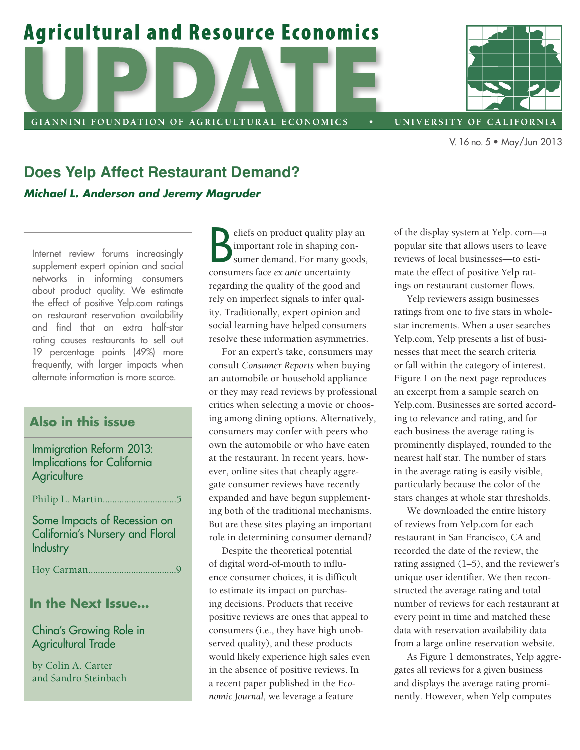# Agricultural and Resource Economics UPDATE

GIANNINI FOUNDATION OF AGRICULTURAL ECONOMICS • UNIVERSITY OF CALIFORNIA

V. 16 no. 5 • May/Jun 2013

## Does Yelp Affect Restaurant Demand?

***Michael L. Anderson and Jeremy Magruder***

Internet review forums increasingly supplement expert opinion and social networks in informing consumers about product quality. We estimate the effect of positive Yelp.com ratings on restaurant reservation availability and find that an extra half-star rating causes restaurants to sell out 19 percentage points (49%) more frequently, with larger impacts when alternate information is more scarce.

### Also in this issue

Immigration Reform 2013: Implications for California Agriculture

Philip L. Martin..............................5

Some Impacts of Recession on California's Nursery and Floral Industry

Hoy Carman....................................9

### In the Next Issue...

China's Growing Role in Agricultural Trade

by Colin A. Carter and Sandro Steinbach

Beliefs on product quality play an important role in shaping consumer demand. For many goods, consumers face *ex ante* uncertainty regarding the quality of the good and rely on imperfect signals to infer quality. Traditionally, expert opinion and social learning have helped consumers resolve these information asymmetries.

For an expert's take, consumers may consult *Consumer Reports* when buying an automobile or household appliance or they may read reviews by professional critics when selecting a movie or choosing among dining options. Alternatively, consumers may confer with peers who own the automobile or who have eaten at the restaurant. In recent years, however, online sites that cheaply aggregate consumer reviews have recently expanded and have begun supplementing both of the traditional mechanisms. But are these sites playing an important role in determining consumer demand?

Despite the theoretical potential of digital word-of-mouth to influence consumer choices, it is difficult to estimate its impact on purchasing decisions. Products that receive positive reviews are ones that appeal to consumers (i.e., they have high unobserved quality), and these products would likely experience high sales even in the absence of positive reviews. In a recent paper published in the *Economic Journal*, we leverage a feature of the display system at Yelp. com—a popular site that allows users to leave reviews of local businesses—to estimate the effect of positive Yelp ratings on restaurant customer flows.

Yelp reviewers assign businesses ratings from one to five stars in whole-star increments. When a user searches Yelp.com, Yelp presents a list of businesses that meet the search criteria or fall within the category of interest. Figure 1 on the next page reproduces an excerpt from a sample search on Yelp.com. Businesses are sorted according to relevance and rating, and for each business the average rating is prominently displayed, rounded to the nearest half star. The number of stars in the average rating is easily visible, particularly because the color of the stars changes at whole star thresholds.

We downloaded the entire history of reviews from Yelp.com for each restaurant in San Francisco, CA and recorded the date of the review, the rating assigned (1–5), and the reviewer's unique user identifier. We then reconstructed the average rating and total number of reviews for each restaurant at every point in time and matched these data with reservation availability data from a large online reservation website.

As Figure 1 demonstrates, Yelp aggregates all reviews for a given business and displays the average rating prominently. However, when Yelp computes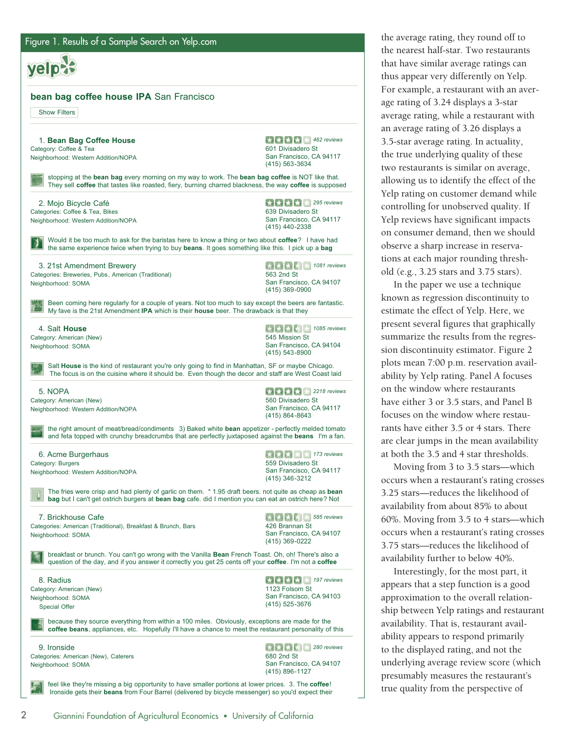Figure 1. Results of a Sample Search on Yelp.com

yelp

**bean bag coffee house IPA** San Francisco

Show Filters

1. **Bean Bag Coffee House** — 462 reviews
Category: Coffee & Tea
Neighborhood: Western Addition/NOPA
601 Divisadero St, San Francisco, CA 94117, (415) 563-3634

stopping at the **bean bag** every morning on my way to work. The **bean bag coffee** is NOT like that. They sell **coffee** that tastes like roasted, fiery, burning charred blackness, the way **coffee** is supposed

2. Mojo Bicycle Café — 295 reviews
Categories: Coffee & Tea, Bikes
Neighborhood: Western Addition/NOPA
639 Divisadero St, San Francisco, CA 94117, (415) 440-2338

Would it be too much to ask for the baristas here to know a thing or two about **coffee**? I have had the same experience twice when trying to buy **beans**. It goes something like this. I pick up a **bag**

3. 21st Amendment Brewery — 1081 reviews
Categories: Breweries, Pubs, American (Traditional)
Neighborhood: SOMA
563 2nd St, San Francisco, CA 94107, (415) 369-0900

Been coming here regularly for a couple of years. Not too much to say except the beers are fantastic. My fave is the 21st Amendment **IPA** which is their **house** beer. The drawback is that they

4. Salt **House** — 1085 reviews
Category: American (New)
Neighborhood: SOMA
545 Mission St, San Francisco, CA 94104, (415) 543-8900

Salt **House** is the kind of restaurant you're only going to find in Manhattan, SF or maybe Chicago. The focus is on the cuisine where it should be. Even though the decor and staff are West Coast laid

5. NOPA — 2218 reviews
Category: American (New)
Neighborhood: Western Addition/NOPA
560 Divisadero St, San Francisco, CA 94117, (415) 864-8643

the right amount of meat/bread/condiments 3) Baked white **bean** appetizer - perfectly melded tomato and feta topped with crunchy breadcrumbs that are perfectly juxtaposed against the **beans** I'm a fan.

6. Acme Burgerhaus — 173 reviews
Category: Burgers
Neighborhood: Western Addition/NOPA
559 Divisadero St, San Francisco, CA 94117, (415) 346-3212

The fries were crisp and had plenty of garlic on them. * 1.95 draft beers. not quite as cheap as **bean bag** but I can't get ostrich burgers at **bean bag** cafe. did I mention you can eat an ostrich here? Not

7. Brickhouse Cafe — 585 reviews
Categories: American (Traditional), Breakfast & Brunch, Bars
Neighborhood: SOMA
426 Brannan St, San Francisco, CA 94107, (415) 369-0222

breakfast or brunch. You can't go wrong with the Vanilla **Bean** French Toast. Oh, oh! There's also a question of the day, and if you answer it correctly you get 25 cents off your **coffee**. I'm not a **coffee**

8. Radius — 197 reviews
Category: American (New)
Neighborhood: SOMA
Special Offer
1123 Folsom St, San Francisco, CA 94103, (415) 525-3676

because they source everything from within a 100 miles. Obviously, exceptions are made for the **coffee beans**, appliances, etc. Hopefully I'll have a chance to meet the restaurant personality of this

9. Ironside — 280 reviews
Categories: American (New), Caterers
Neighborhood: SOMA
680 2nd St, San Francisco, CA 94107, (415) 896-1127

feel like they're missing a big opportunity to have smaller portions at lower prices. 3. The **coffee**! Ironside gets their **beans** from Four Barrel (delivered by bicycle messenger) so you'd expect their

the average rating, they round off to the nearest half-star. Two restaurants that have similar average ratings can thus appear very differently on Yelp. For example, a restaurant with an average rating of 3.24 displays a 3-star average rating, while a restaurant with an average rating of 3.26 displays a 3.5-star average rating. In actuality, the true underlying quality of these two restaurants is similar on average, allowing us to identify the effect of the Yelp rating on customer demand while controlling for unobserved quality. If Yelp reviews have significant impacts on consumer demand, then we should observe a sharp increase in reservations at each major rounding threshold (e.g., 3.25 stars and 3.75 stars).

In the paper we use a technique known as regression discontinuity to estimate the effect of Yelp. Here, we present several figures that graphically summarize the results from the regression discontinuity estimator. Figure 2 plots mean 7:00 p.m. reservation availability by Yelp rating. Panel A focuses on the window where restaurants have either 3 or 3.5 stars, and Panel B focuses on the window where restaurants have either 3.5 or 4 stars. There are clear jumps in the mean availability at both the 3.5 and 4 star thresholds.

Moving from 3 to 3.5 stars—which occurs when a restaurant's rating crosses 3.25 stars—reduces the likelihood of availability from about 85% to about 60%. Moving from 3.5 to 4 stars—which occurs when a restaurant's rating crosses 3.75 stars—reduces the likelihood of availability further to below 40%.

Interestingly, for the most part, it appears that a step function is a good approximation to the overall relationship between Yelp ratings and restaurant availability. That is, restaurant availability appears to respond primarily to the displayed rating, and not the underlying average review score (which presumably measures the restaurant's true quality from the perspective of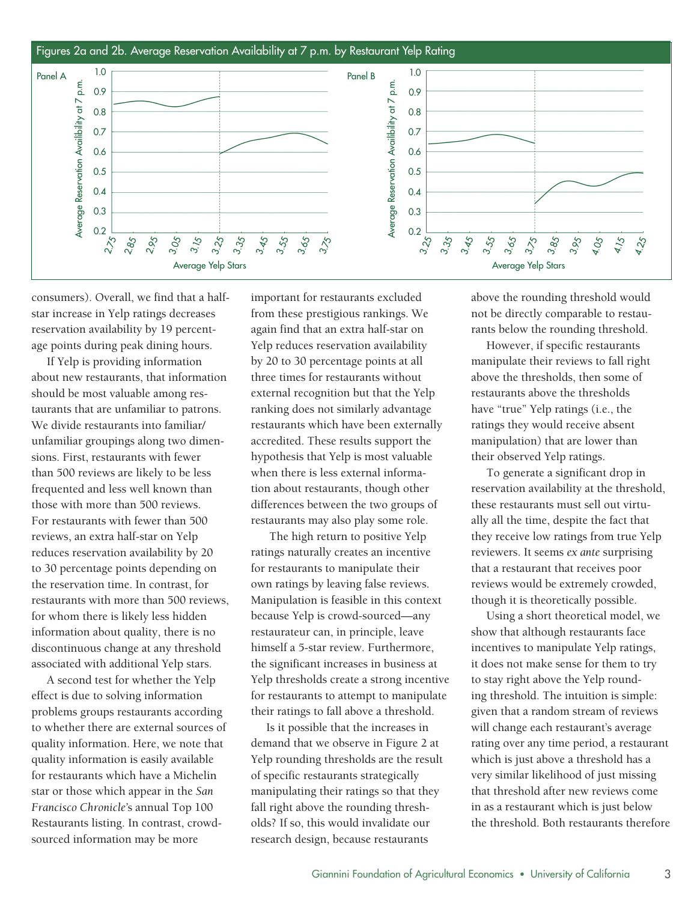Figures 2a and 2b. Average Reservation Availability at 7 p.m. by Restaurant Yelp Rating

consumers). Overall, we find that a half-star increase in Yelp ratings decreases reservation availability by 19 percentage points during peak dining hours.

If Yelp is providing information about new restaurants, that information should be most valuable among restaurants that are unfamiliar to patrons. We divide restaurants into familiar/unfamiliar groupings along two dimensions. First, restaurants with fewer than 500 reviews are likely to be less frequented and less well known than those with more than 500 reviews. For restaurants with fewer than 500 reviews, an extra half-star on Yelp reduces reservation availability by 20 to 30 percentage points depending on the reservation time. In contrast, for restaurants with more than 500 reviews, for whom there is likely less hidden information about quality, there is no discontinuous change at any threshold associated with additional Yelp stars.

A second test for whether the Yelp effect is due to solving information problems groups restaurants according to whether there are external sources of quality information. Here, we note that quality information is easily available for restaurants which have a Michelin star or those which appear in the *San Francisco Chronicle*'s annual Top 100 Restaurants listing. In contrast, crowd-sourced information may be more important for restaurants excluded from these prestigious rankings. We again find that an extra half-star on Yelp reduces reservation availability by 20 to 30 percentage points at all three times for restaurants without external recognition but that the Yelp ranking does not similarly advantage restaurants which have been externally accredited. These results support the hypothesis that Yelp is most valuable when there is less external information about restaurants, though other differences between the two groups of restaurants may also play some role.

The high return to positive Yelp ratings naturally creates an incentive for restaurants to manipulate their own ratings by leaving false reviews. Manipulation is feasible in this context because Yelp is crowd-sourced—any restaurateur can, in principle, leave himself a 5-star review. Furthermore, the significant increases in business at Yelp thresholds create a strong incentive for restaurants to attempt to manipulate their ratings to fall above a threshold.

Is it possible that the increases in demand that we observe in Figure 2 at Yelp rounding thresholds are the result of specific restaurants strategically manipulating their ratings so that they fall right above the rounding thresholds? If so, this would invalidate our research design, because restaurants above the rounding threshold would not be directly comparable to restaurants below the rounding threshold.

However, if specific restaurants manipulate their reviews to fall right above the thresholds, then some of restaurants above the thresholds have "true" Yelp ratings (i.e., the ratings they would receive absent manipulation) that are lower than their observed Yelp ratings.

To generate a significant drop in reservation availability at the threshold, these restaurants must sell out virtually all the time, despite the fact that they receive low ratings from true Yelp reviewers. It seems *ex ante* surprising that a restaurant that receives poor reviews would be extremely crowded, though it is theoretically possible.

Using a short theoretical model, we show that although restaurants face incentives to manipulate Yelp ratings, it does not make sense for them to try to stay right above the Yelp rounding threshold. The intuition is simple: given that a random stream of reviews will change each restaurant's average rating over any time period, a restaurant which is just above a threshold has a very similar likelihood of just missing that threshold after new reviews come in as a restaurant which is just below the threshold. Both restaurants therefore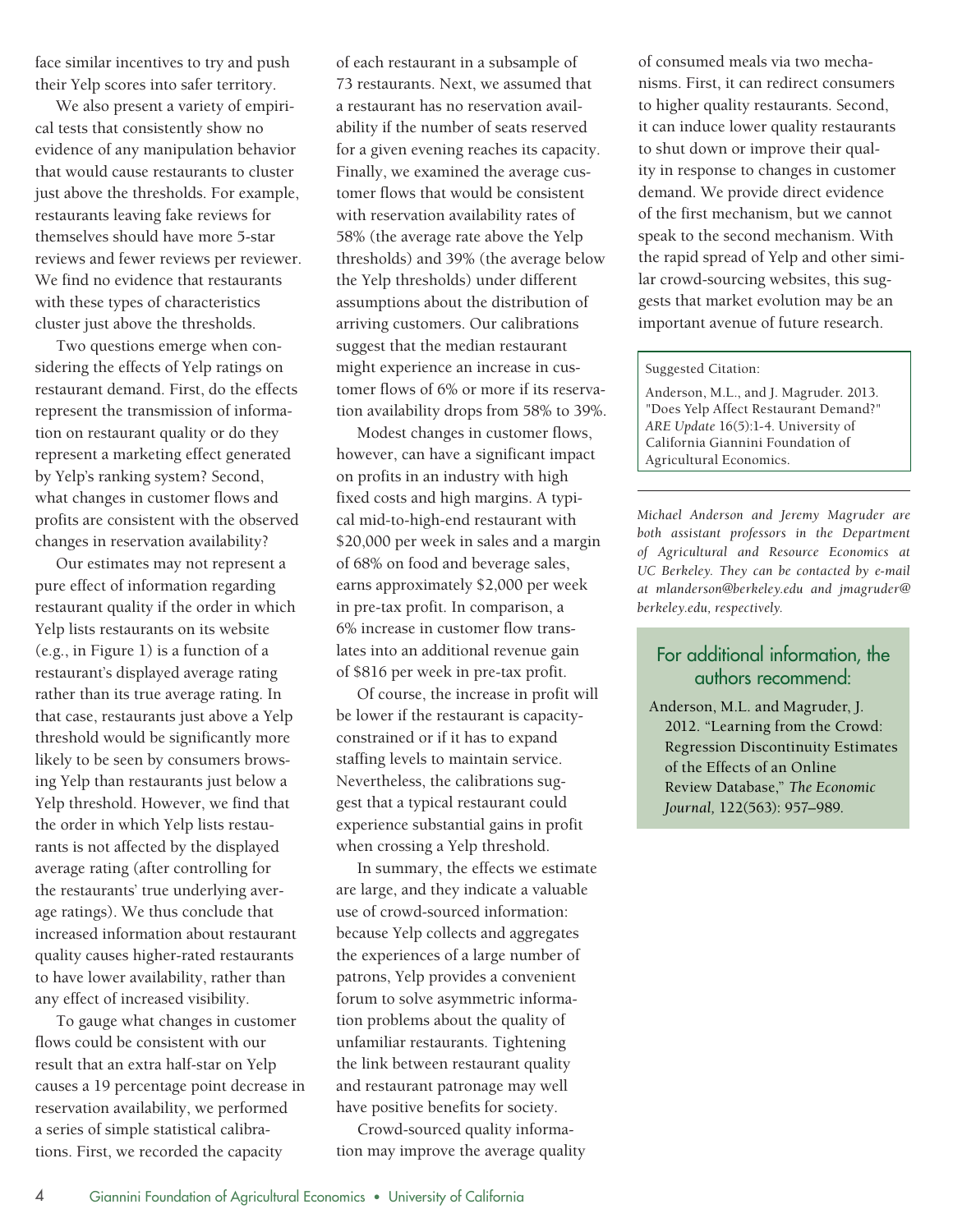face similar incentives to try and push their Yelp scores into safer territory.

We also present a variety of empirical tests that consistently show no evidence of any manipulation behavior that would cause restaurants to cluster just above the thresholds. For example, restaurants leaving fake reviews for themselves should have more 5-star reviews and fewer reviews per reviewer. We find no evidence that restaurants with these types of characteristics cluster just above the thresholds.

Two questions emerge when considering the effects of Yelp ratings on restaurant demand. First, do the effects represent the transmission of information on restaurant quality or do they represent a marketing effect generated by Yelp's ranking system? Second, what changes in customer flows and profits are consistent with the observed changes in reservation availability?

Our estimates may not represent a pure effect of information regarding restaurant quality if the order in which Yelp lists restaurants on its website (e.g., in Figure 1) is a function of a restaurant's displayed average rating rather than its true average rating. In that case, restaurants just above a Yelp threshold would be significantly more likely to be seen by consumers browsing Yelp than restaurants just below a Yelp threshold. However, we find that the order in which Yelp lists restaurants is not affected by the displayed average rating (after controlling for the restaurants' true underlying average ratings). We thus conclude that increased information about restaurant quality causes higher-rated restaurants to have lower availability, rather than any effect of increased visibility.

To gauge what changes in customer flows could be consistent with our result that an extra half-star on Yelp causes a 19 percentage point decrease in reservation availability, we performed a series of simple statistical calibrations. First, we recorded the capacity of each restaurant in a subsample of 73 restaurants. Next, we assumed that a restaurant has no reservation availability if the number of seats reserved for a given evening reaches its capacity. Finally, we examined the average customer flows that would be consistent with reservation availability rates of 58% (the average rate above the Yelp thresholds) and 39% (the average below the Yelp thresholds) under different assumptions about the distribution of arriving customers. Our calibrations suggest that the median restaurant might experience an increase in customer flows of 6% or more if its reservation availability drops from 58% to 39%.

Modest changes in customer flows, however, can have a significant impact on profits in an industry with high fixed costs and high margins. A typical mid-to-high-end restaurant with $20,000 per week in sales and a margin of 68% on food and beverage sales, earns approximately $2,000 per week in pre-tax profit. In comparison, a 6% increase in customer flow translates into an additional revenue gain of $816 per week in pre-tax profit.

Of course, the increase in profit will be lower if the restaurant is capacity-constrained or if it has to expand staffing levels to maintain service. Nevertheless, the calibrations suggest that a typical restaurant could experience substantial gains in profit when crossing a Yelp threshold.

In summary, the effects we estimate are large, and they indicate a valuable use of crowd-sourced information: because Yelp collects and aggregates the experiences of a large number of patrons, Yelp provides a convenient forum to solve asymmetric information problems about the quality of unfamiliar restaurants. Tightening the link between restaurant quality and restaurant patronage may well have positive benefits for society.

Crowd-sourced quality information may improve the average quality of consumed meals via two mechanisms. First, it can redirect consumers to higher quality restaurants. Second, it can induce lower quality restaurants to shut down or improve their quality in response to changes in customer demand. We provide direct evidence of the first mechanism, but we cannot speak to the second mechanism. With the rapid spread of Yelp and other similar crowd-sourcing websites, this suggests that market evolution may be an important avenue of future research.

Suggested Citation:

Anderson, M.L., and J. Magruder. 2013. "Does Yelp Affect Restaurant Demand?" *ARE Update* 16(5):1-4. University of California Giannini Foundation of Agricultural Economics.

*Michael Anderson and Jeremy Magruder are both assistant professors in the Department of Agricultural and Resource Economics at UC Berkeley. They can be contacted by e-mail at mlanderson@berkeley.edu and jmagruder@berkeley.edu, respectively.*

## For additional information, the authors recommend:

Anderson, M.L. and Magruder, J. 2012. "Learning from the Crowd: Regression Discontinuity Estimates of the Effects of an Online Review Database," *The Economic Journal*, 122(563): 957–989.